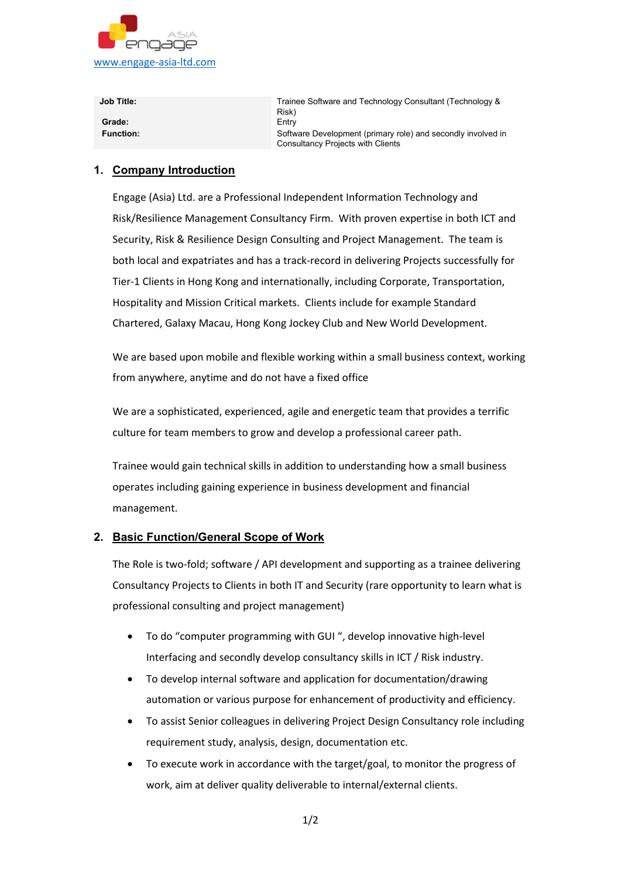www.engage-asia-ltd.com

| | |
|---|---|
| **Job Title:** | Trainee Software and Technology Consultant (Technology & Risk) |
| **Grade:** | Entry |
| **Function:** | Software Development (primary role) and secondly involved in Consultancy Projects with Clients |

## 1. Company Introduction

Engage (Asia) Ltd. are a Professional Independent Information Technology and Risk/Resilience Management Consultancy Firm. With proven expertise in both ICT and Security, Risk & Resilience Design Consulting and Project Management. The team is both local and expatriates and has a track-record in delivering Projects successfully for Tier-1 Clients in Hong Kong and internationally, including Corporate, Transportation, Hospitality and Mission Critical markets. Clients include for example Standard Chartered, Galaxy Macau, Hong Kong Jockey Club and New World Development.

We are based upon mobile and flexible working within a small business context, working from anywhere, anytime and do not have a fixed office

We are a sophisticated, experienced, agile and energetic team that provides a terrific culture for team members to grow and develop a professional career path.

Trainee would gain technical skills in addition to understanding how a small business operates including gaining experience in business development and financial management.

## 2. Basic Function/General Scope of Work

The Role is two-fold; software / API development and supporting as a trainee delivering Consultancy Projects to Clients in both IT and Security (rare opportunity to learn what is professional consulting and project management)

- To do "computer programming with GUI ", develop innovative high-level Interfacing and secondly develop consultancy skills in ICT / Risk industry.
- To develop internal software and application for documentation/drawing automation or various purpose for enhancement of productivity and efficiency.
- To assist Senior colleagues in delivering Project Design Consultancy role including requirement study, analysis, design, documentation etc.
- To execute work in accordance with the target/goal, to monitor the progress of work, aim at deliver quality deliverable to internal/external clients.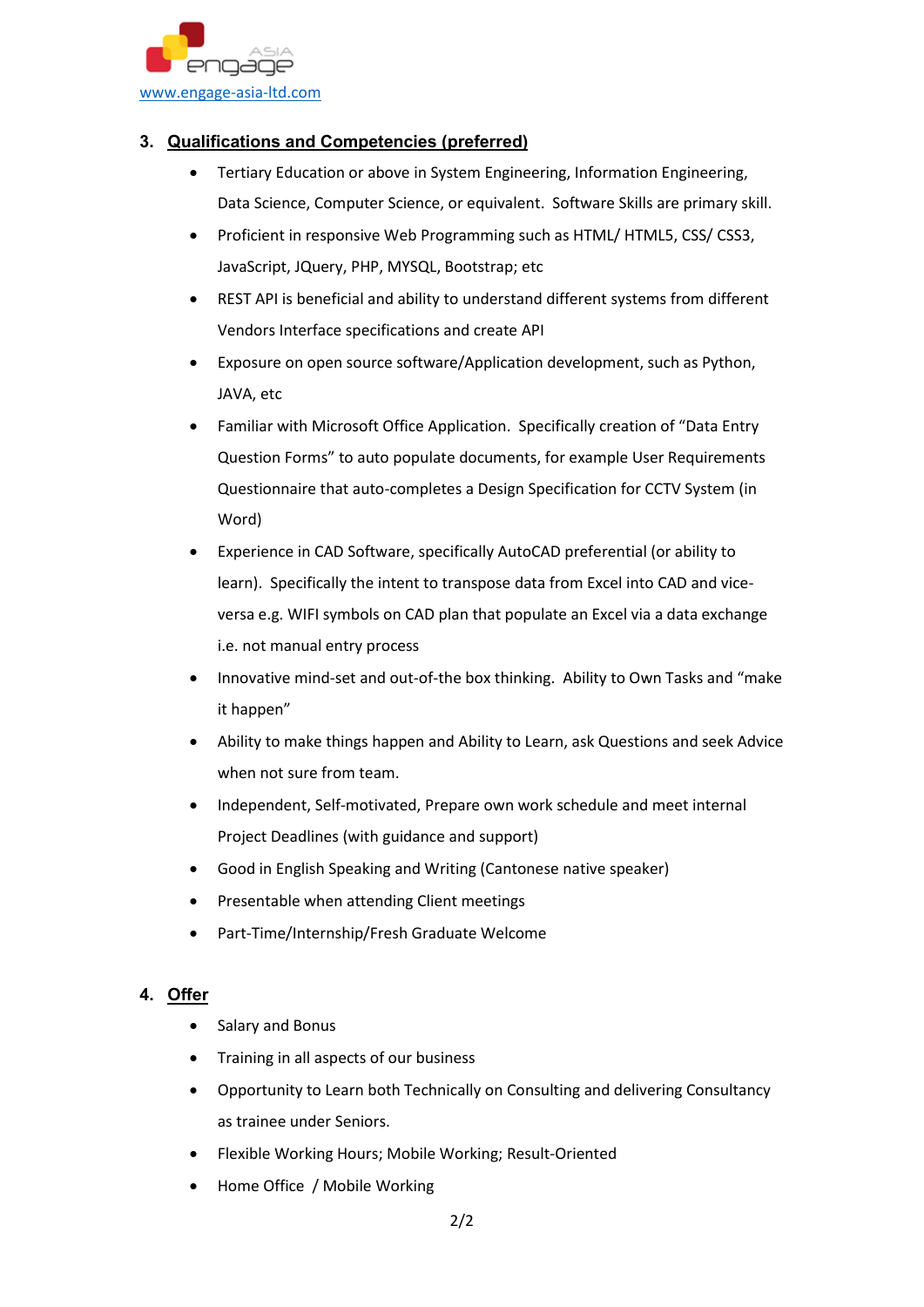www.engage-asia-ltd.com

## 3. Qualifications and Competencies (preferred)

- Tertiary Education or above in System Engineering, Information Engineering, Data Science, Computer Science, or equivalent. Software Skills are primary skill.
- Proficient in responsive Web Programming such as HTML/ HTML5, CSS/ CSS3, JavaScript, JQuery, PHP, MYSQL, Bootstrap; etc
- REST API is beneficial and ability to understand different systems from different Vendors Interface specifications and create API
- Exposure on open source software/Application development, such as Python, JAVA, etc
- Familiar with Microsoft Office Application. Specifically creation of "Data Entry Question Forms" to auto populate documents, for example User Requirements Questionnaire that auto-completes a Design Specification for CCTV System (in Word)
- Experience in CAD Software, specifically AutoCAD preferential (or ability to learn). Specifically the intent to transpose data from Excel into CAD and vice-versa e.g. WIFI symbols on CAD plan that populate an Excel via a data exchange i.e. not manual entry process
- Innovative mind-set and out-of-the box thinking. Ability to Own Tasks and "make it happen"
- Ability to make things happen and Ability to Learn, ask Questions and seek Advice when not sure from team.
- Independent, Self-motivated, Prepare own work schedule and meet internal Project Deadlines (with guidance and support)
- Good in English Speaking and Writing (Cantonese native speaker)
- Presentable when attending Client meetings
- Part-Time/Internship/Fresh Graduate Welcome

## 4. Offer

- Salary and Bonus
- Training in all aspects of our business
- Opportunity to Learn both Technically on Consulting and delivering Consultancy as trainee under Seniors.
- Flexible Working Hours; Mobile Working; Result-Oriented
- Home Office / Mobile Working